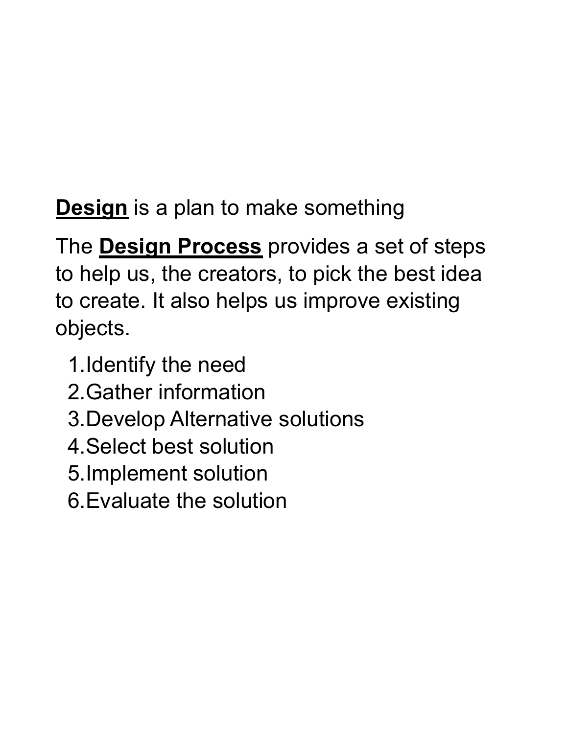**Design** is a plan to make something

The **Design Process** provides a set of steps to help us, the creators, to pick the best idea to create. It also helps us improve existing objects.

1. Identify the need
2. Gather information
3. Develop Alternative solutions
4. Select best solution
5. Implement solution
6. Evaluate the solution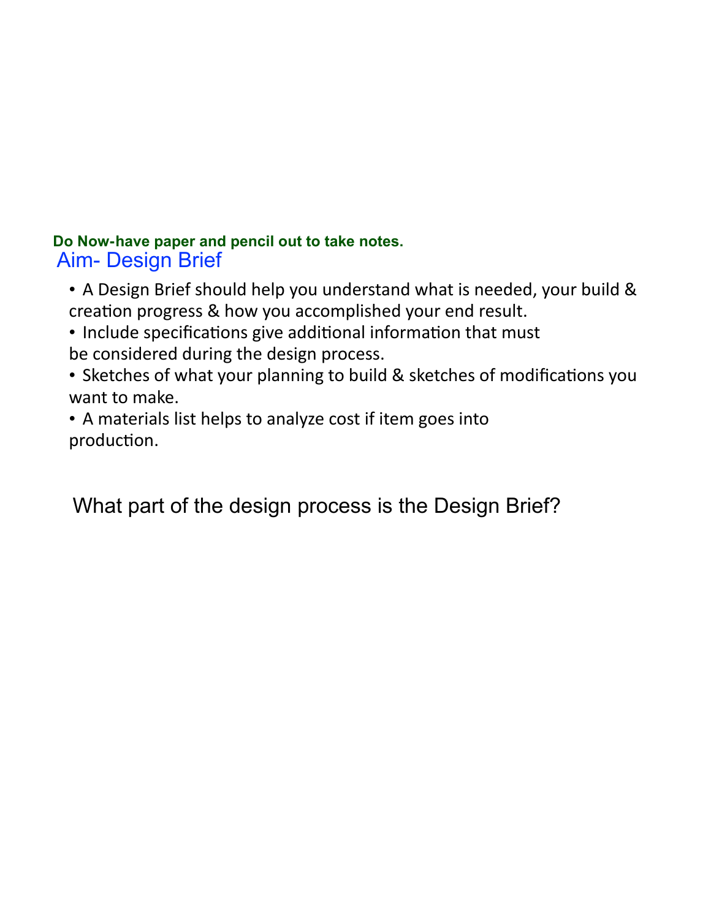**Do Now-have paper and pencil out to take notes.**

## Aim- Design Brief

- A Design Brief should help you understand what is needed, your build & creation progress & how you accomplished your end result.
- Include specifications give additional information that must be considered during the design process.
- Sketches of what your planning to build & sketches of modifications you want to make.
- A materials list helps to analyze cost if item goes into production.

What part of the design process is the Design Brief?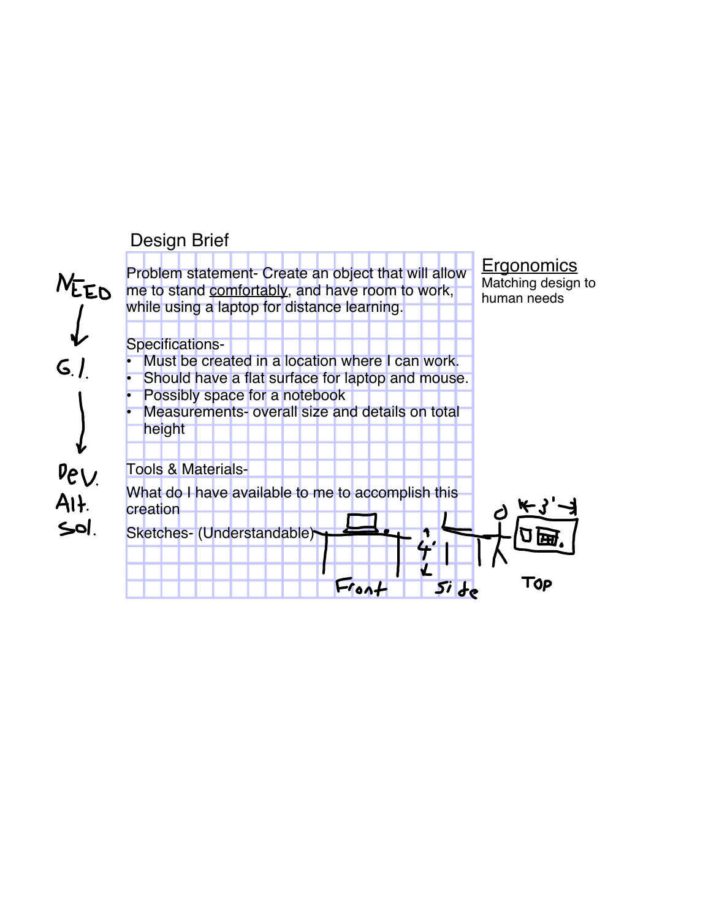## Design Brief

NEED → G.I. → Dev. Alt. Sol.

**Problem statement-** Create an object that will allow me to stand comfortably, and have room to work, while using a laptop for distance learning.

**Ergonomics**
Matching design to human needs

**Specifications-**

- Must be created in a location where I can work.
- Should have a flat surface for laptop and mouse.
- Possibly space for a notebook
- Measurements- overall size and details on total height

**Tools & Materials-**

What do I have available to me to accomplish this creation

**Sketches-** (Understandable)

Front — 4' — Side — 3' — Top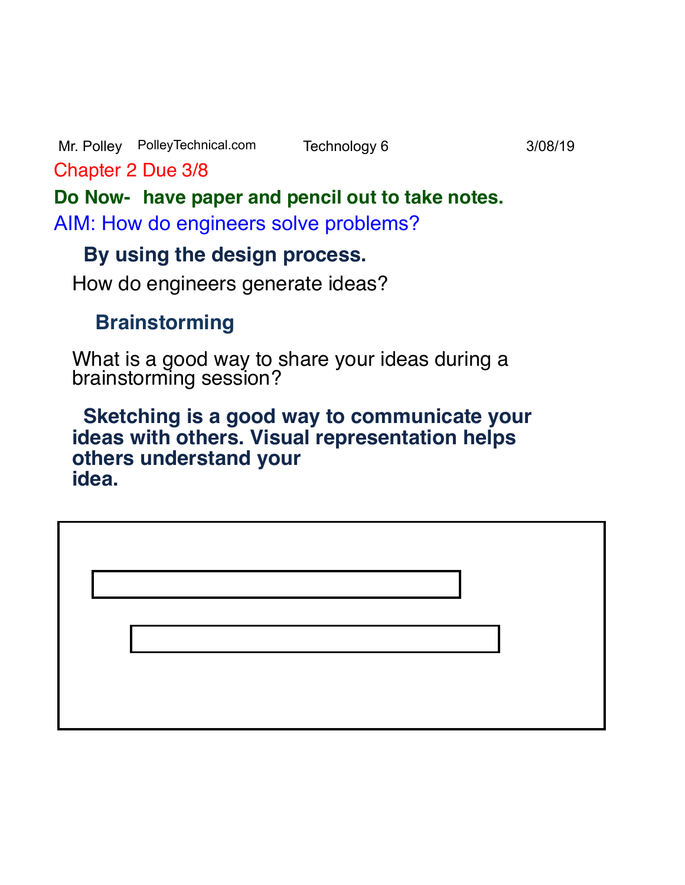Mr. Polley PolleyTechnical.com Technology 6 3/08/19

Chapter 2 Due 3/8

**Do Now- have paper and pencil out to take notes.**

AIM: How do engineers solve problems?

**By using the design process.**

How do engineers generate ideas?

**Brainstorming**

What is a good way to share your ideas during a brainstorming session?

**Sketching is a good way to communicate your ideas with others. Visual representation helps others understand your idea.**